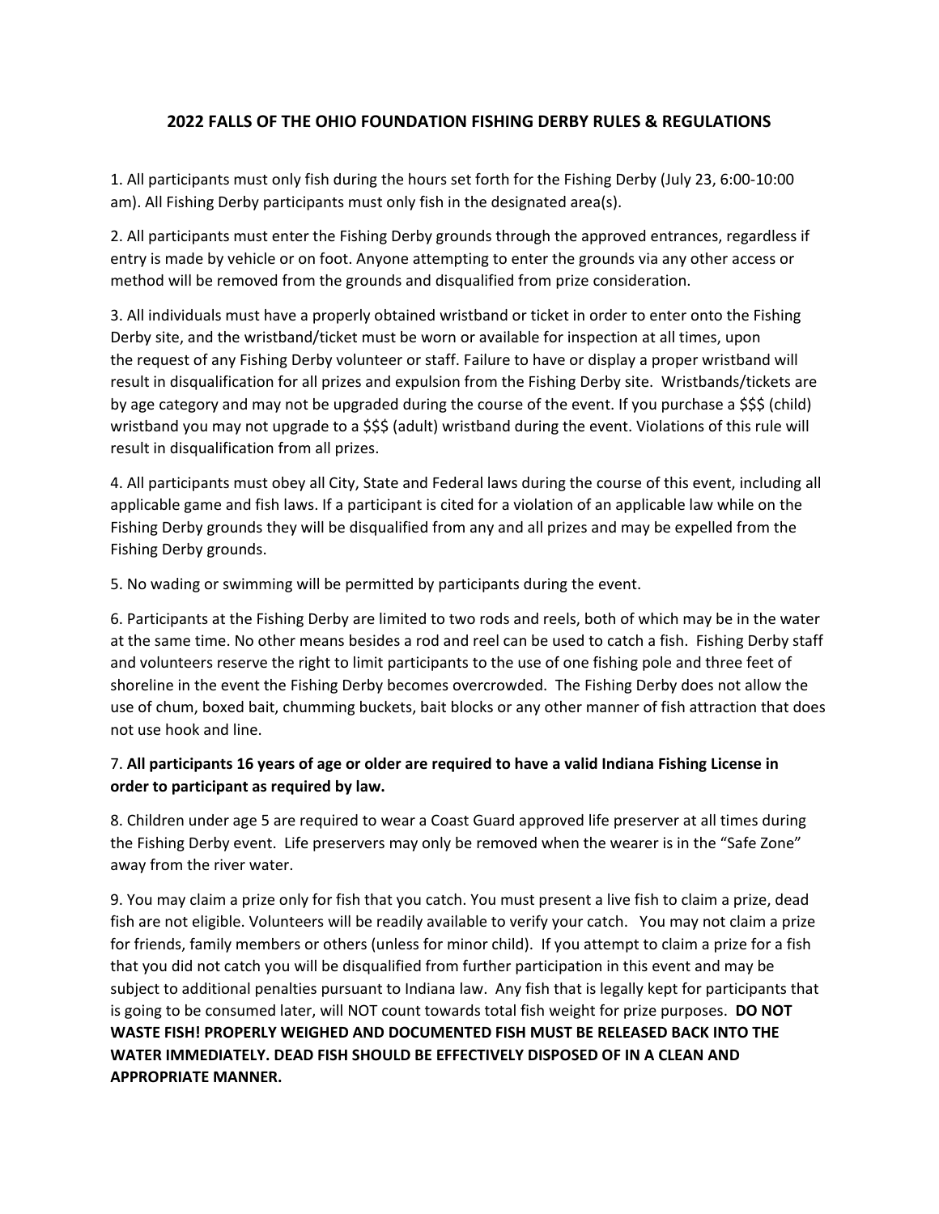## 2022 FALLS OF THE OHIO FOUNDATION FISHING DERBY RULES & REGULATIONS

1. All participants must only fish during the hours set forth for the Fishing Derby (July 23, 6:00-10:00 am). All Fishing Derby participants must only fish in the designated area(s).

2. All participants must enter the Fishing Derby grounds through the approved entrances, regardless if entry is made by vehicle or on foot. Anyone attempting to enter the grounds via any other access or method will be removed from the grounds and disqualified from prize consideration.

3. All individuals must have a properly obtained wristband or ticket in order to enter onto the Fishing Derby site, and the wristband/ticket must be worn or available for inspection at all times, upon the request of any Fishing Derby volunteer or staff. Failure to have or display a proper wristband will result in disqualification for all prizes and expulsion from the Fishing Derby site. Wristbands/tickets are by age category and may not be upgraded during the course of the event. If you purchase a $$$ (child) wristband you may not upgrade to a $$$ (adult) wristband during the event. Violations of this rule will result in disqualification from all prizes.

4. All participants must obey all City, State and Federal laws during the course of this event, including all applicable game and fish laws. If a participant is cited for a violation of an applicable law while on the Fishing Derby grounds they will be disqualified from any and all prizes and may be expelled from the Fishing Derby grounds.

5. No wading or swimming will be permitted by participants during the event.

6. Participants at the Fishing Derby are limited to two rods and reels, both of which may be in the water at the same time. No other means besides a rod and reel can be used to catch a fish. Fishing Derby staff and volunteers reserve the right to limit participants to the use of one fishing pole and three feet of shoreline in the event the Fishing Derby becomes overcrowded. The Fishing Derby does not allow the use of chum, boxed bait, chumming buckets, bait blocks or any other manner of fish attraction that does not use hook and line.

7. **All participants 16 years of age or older are required to have a valid Indiana Fishing License in order to participant as required by law.**

8. Children under age 5 are required to wear a Coast Guard approved life preserver at all times during the Fishing Derby event. Life preservers may only be removed when the wearer is in the "Safe Zone" away from the river water.

9. You may claim a prize only for fish that you catch. You must present a live fish to claim a prize, dead fish are not eligible. Volunteers will be readily available to verify your catch. You may not claim a prize for friends, family members or others (unless for minor child). If you attempt to claim a prize for a fish that you did not catch you will be disqualified from further participation in this event and may be subject to additional penalties pursuant to Indiana law. Any fish that is legally kept for participants that is going to be consumed later, will NOT count towards total fish weight for prize purposes. **DO NOT WASTE FISH! PROPERLY WEIGHED AND DOCUMENTED FISH MUST BE RELEASED BACK INTO THE WATER IMMEDIATELY. DEAD FISH SHOULD BE EFFECTIVELY DISPOSED OF IN A CLEAN AND APPROPRIATE MANNER.**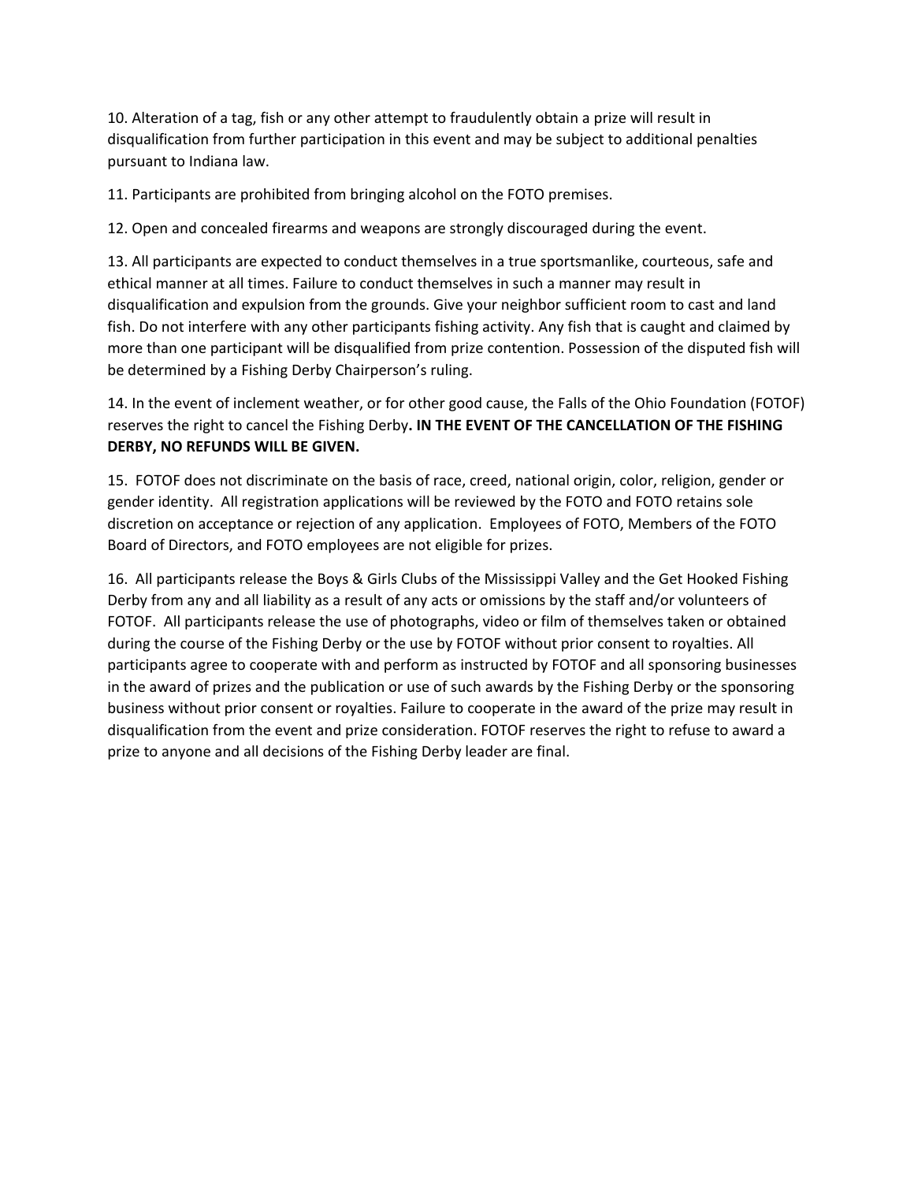10. Alteration of a tag, fish or any other attempt to fraudulently obtain a prize will result in disqualification from further participation in this event and may be subject to additional penalties pursuant to Indiana law.

11. Participants are prohibited from bringing alcohol on the FOTO premises.

12. Open and concealed firearms and weapons are strongly discouraged during the event.

13. All participants are expected to conduct themselves in a true sportsmanlike, courteous, safe and ethical manner at all times. Failure to conduct themselves in such a manner may result in disqualification and expulsion from the grounds. Give your neighbor sufficient room to cast and land fish. Do not interfere with any other participants fishing activity. Any fish that is caught and claimed by more than one participant will be disqualified from prize contention. Possession of the disputed fish will be determined by a Fishing Derby Chairperson's ruling.

14. In the event of inclement weather, or for other good cause, the Falls of the Ohio Foundation (FOTOF) reserves the right to cancel the Fishing Derby**. IN THE EVENT OF THE CANCELLATION OF THE FISHING DERBY, NO REFUNDS WILL BE GIVEN.**

15. FOTOF does not discriminate on the basis of race, creed, national origin, color, religion, gender or gender identity. All registration applications will be reviewed by the FOTO and FOTO retains sole discretion on acceptance or rejection of any application. Employees of FOTO, Members of the FOTO Board of Directors, and FOTO employees are not eligible for prizes.

16. All participants release the Boys & Girls Clubs of the Mississippi Valley and the Get Hooked Fishing Derby from any and all liability as a result of any acts or omissions by the staff and/or volunteers of FOTOF. All participants release the use of photographs, video or film of themselves taken or obtained during the course of the Fishing Derby or the use by FOTOF without prior consent to royalties. All participants agree to cooperate with and perform as instructed by FOTOF and all sponsoring businesses in the award of prizes and the publication or use of such awards by the Fishing Derby or the sponsoring business without prior consent or royalties. Failure to cooperate in the award of the prize may result in disqualification from the event and prize consideration. FOTOF reserves the right to refuse to award a prize to anyone and all decisions of the Fishing Derby leader are final.